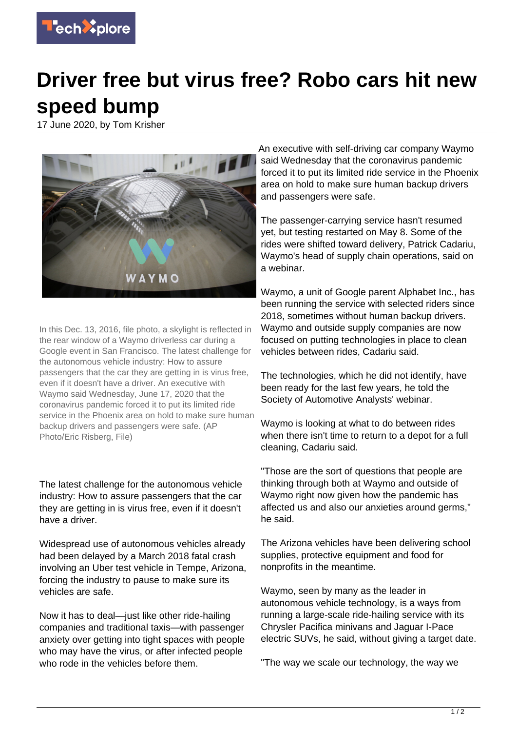# Driver free but virus free? Robo cars hit new speed bump

17 June 2020, by Tom Krisher

In this Dec. 13, 2016, file photo, a skylight is reflected in the rear window of a Waymo driverless car during a Google event in San Francisco. The latest challenge for the autonomous vehicle industry: How to assure passengers that the car they are getting in is virus free, even if it doesn't have a driver. An executive with Waymo said Wednesday, June 17, 2020 that the coronavirus pandemic forced it to put its limited ride service in the Phoenix area on hold to make sure human backup drivers and passengers were safe. (AP Photo/Eric Risberg, File)

The latest challenge for the autonomous vehicle industry: How to assure passengers that the car they are getting in is virus free, even if it doesn't have a driver.

Widespread use of autonomous vehicles already had been delayed by a March 2018 fatal crash involving an Uber test vehicle in Tempe, Arizona, forcing the industry to pause to make sure its vehicles are safe.

Now it has to deal—just like other ride-hailing companies and traditional taxis—with passenger anxiety over getting into tight spaces with people who may have the virus, or after infected people who rode in the vehicles before them.

An executive with self-driving car company Waymo said Wednesday that the coronavirus pandemic forced it to put its limited ride service in the Phoenix area on hold to make sure human backup drivers and passengers were safe.

The passenger-carrying service hasn't resumed yet, but testing restarted on May 8. Some of the rides were shifted toward delivery, Patrick Cadariu, Waymo's head of supply chain operations, said on a webinar.

Waymo, a unit of Google parent Alphabet Inc., has been running the service with selected riders since 2018, sometimes without human backup drivers. Waymo and outside supply companies are now focused on putting technologies in place to clean vehicles between rides, Cadariu said.

The technologies, which he did not identify, have been ready for the last few years, he told the Society of Automotive Analysts' webinar.

Waymo is looking at what to do between rides when there isn't time to return to a depot for a full cleaning, Cadariu said.

"Those are the sort of questions that people are thinking through both at Waymo and outside of Waymo right now given how the pandemic has affected us and also our anxieties around germs," he said.

The Arizona vehicles have been delivering school supplies, protective equipment and food for nonprofits in the meantime.

Waymo, seen by many as the leader in autonomous vehicle technology, is a ways from running a large-scale ride-hailing service with its Chrysler Pacifica minivans and Jaguar I-Pace electric SUVs, he said, without giving a target date.

"The way we scale our technology, the way we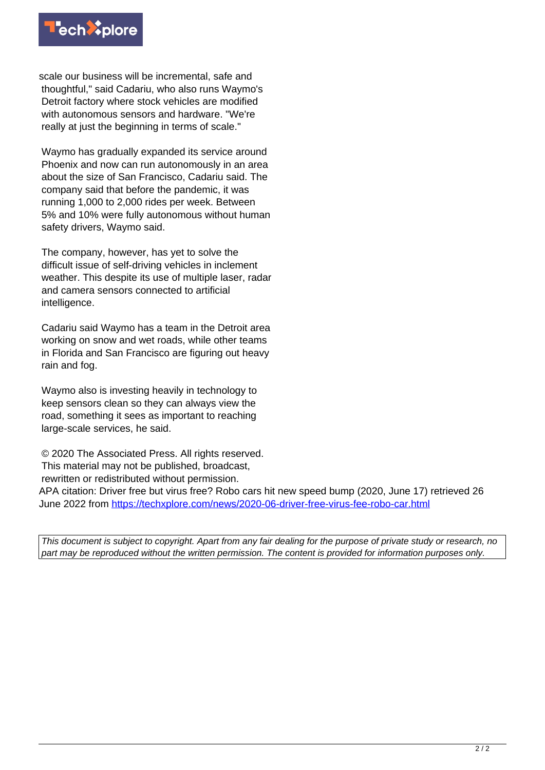scale our business will be incremental, safe and thoughtful," said Cadariu, who also runs Waymo's Detroit factory where stock vehicles are modified with autonomous sensors and hardware. "We're really at just the beginning in terms of scale."

Waymo has gradually expanded its service around Phoenix and now can run autonomously in an area about the size of San Francisco, Cadariu said. The company said that before the pandemic, it was running 1,000 to 2,000 rides per week. Between 5% and 10% were fully autonomous without human safety drivers, Waymo said.

The company, however, has yet to solve the difficult issue of self-driving vehicles in inclement weather. This despite its use of multiple laser, radar and camera sensors connected to artificial intelligence.

Cadariu said Waymo has a team in the Detroit area working on snow and wet roads, while other teams in Florida and San Francisco are figuring out heavy rain and fog.

Waymo also is investing heavily in technology to keep sensors clean so they can always view the road, something it sees as important to reaching large-scale services, he said.

© 2020 The Associated Press. All rights reserved. This material may not be published, broadcast, rewritten or redistributed without permission.

APA citation: Driver free but virus free? Robo cars hit new speed bump (2020, June 17) retrieved 26 June 2022 from https://techxplore.com/news/2020-06-driver-free-virus-fee-robo-car.html

*This document is subject to copyright. Apart from any fair dealing for the purpose of private study or research, no part may be reproduced without the written permission. The content is provided for information purposes only.*